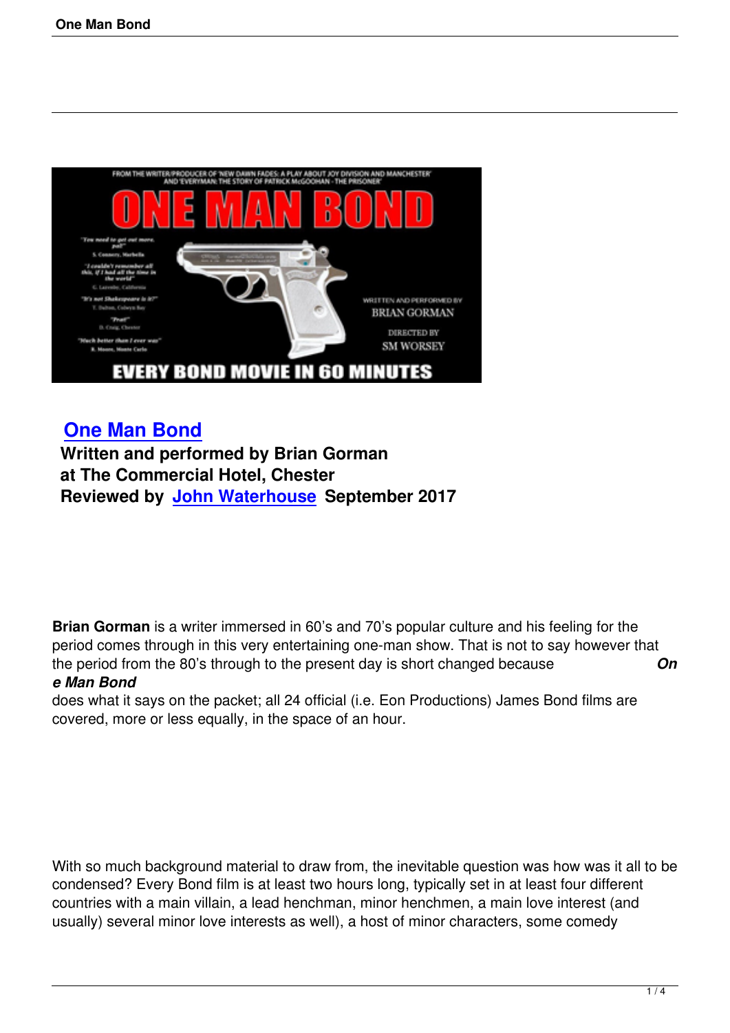# [One Man Bond](#)

**Written and performed by Brian Gorman**
**at The Commercial Hotel, Chester**
**Reviewed by [John Waterhouse](#) September 2017**

**Brian Gorman** is a writer immersed in 60's and 70's popular culture and his feeling for the period comes through in this very entertaining one-man show. That is not to say however that the period from the 80's through to the present day is short changed because ***One Man Bond*** does what it says on the packet; all 24 official (i.e. Eon Productions) James Bond films are covered, more or less equally, in the space of an hour.

With so much background material to draw from, the inevitable question was how was it all to be condensed? Every Bond film is at least two hours long, typically set in at least four different countries with a main villain, a lead henchman, minor henchmen, a main love interest (and usually) several minor love interests as well), a host of minor characters, some comedy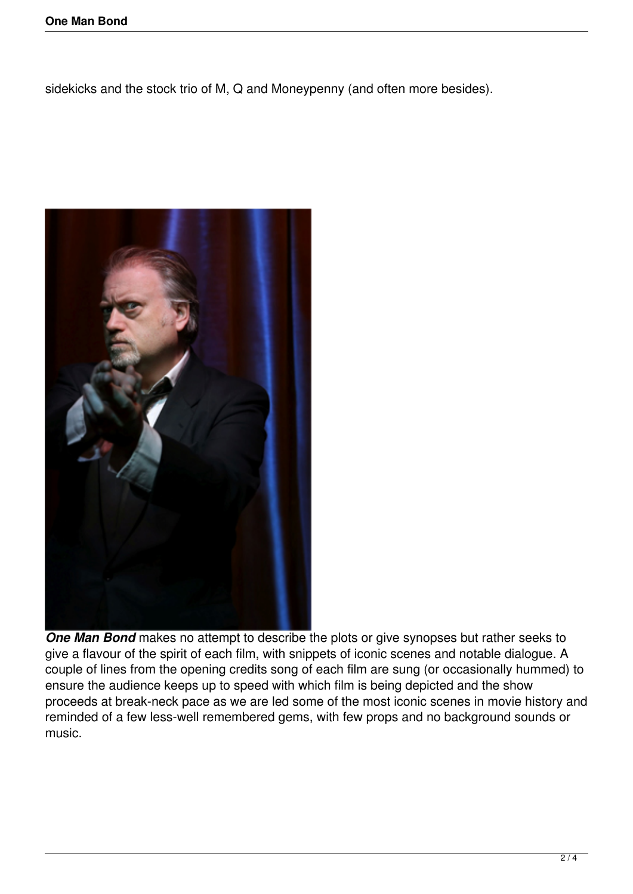sidekicks and the stock trio of M, Q and Moneypenny (and often more besides).

***One Man Bond*** makes no attempt to describe the plots or give synopses but rather seeks to give a flavour of the spirit of each film, with snippets of iconic scenes and notable dialogue. A couple of lines from the opening credits song of each film are sung (or occasionally hummed) to ensure the audience keeps up to speed with which film is being depicted and the show proceeds at break-neck pace as we are led some of the most iconic scenes in movie history and reminded of a few less-well remembered gems, with few props and no background sounds or music.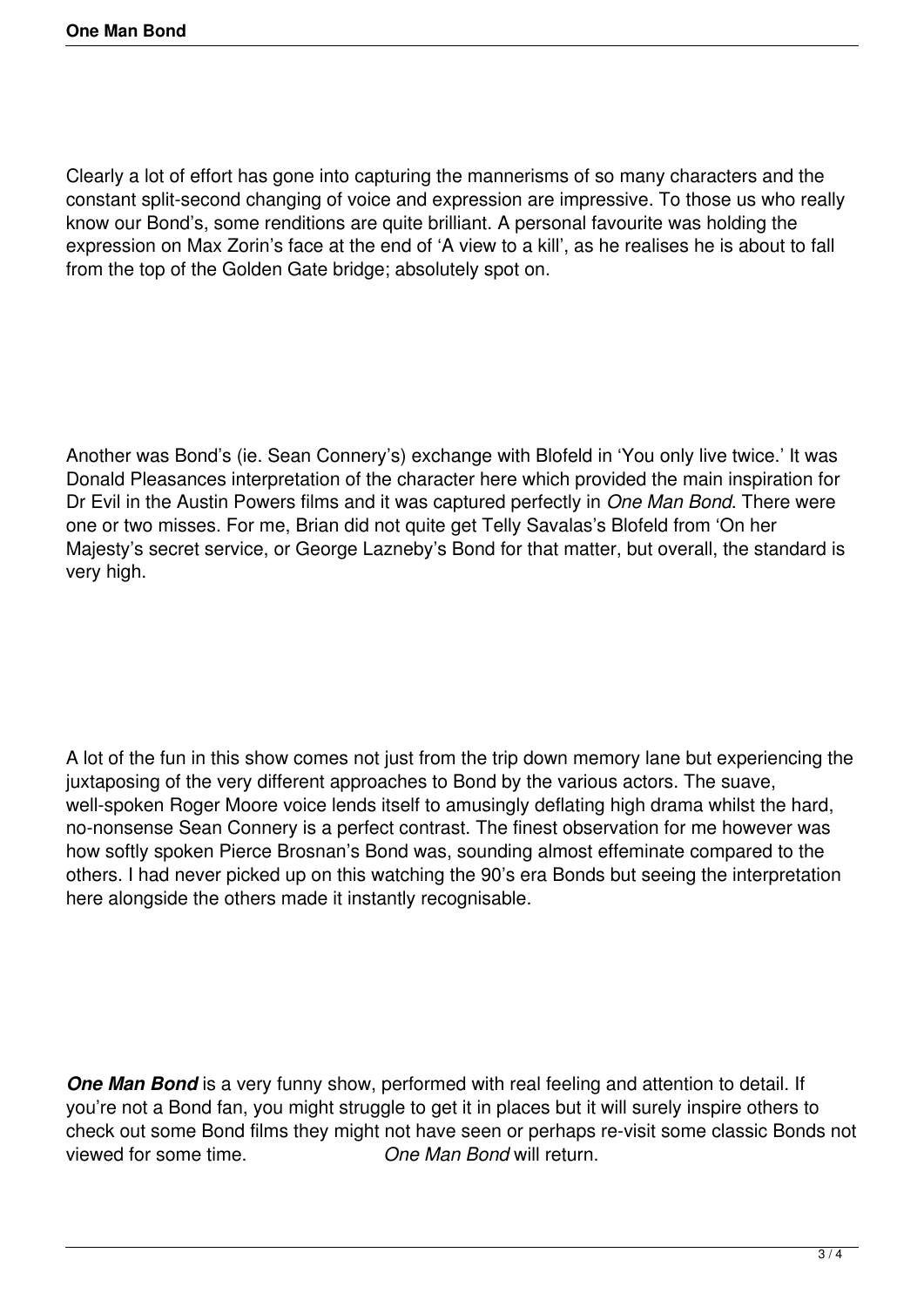Clearly a lot of effort has gone into capturing the mannerisms of so many characters and the constant split-second changing of voice and expression are impressive. To those us who really know our Bond's, some renditions are quite brilliant. A personal favourite was holding the expression on Max Zorin's face at the end of 'A view to a kill', as he realises he is about to fall from the top of the Golden Gate bridge; absolutely spot on.

Another was Bond's (ie. Sean Connery's) exchange with Blofeld in 'You only live twice.' It was Donald Pleasances interpretation of the character here which provided the main inspiration for Dr Evil in the Austin Powers films and it was captured perfectly in *One Man Bond*. There were one or two misses. For me, Brian did not quite get Telly Savalas's Blofeld from 'On her Majesty's secret service, or George Lazneby's Bond for that matter, but overall, the standard is very high.

A lot of the fun in this show comes not just from the trip down memory lane but experiencing the juxtaposing of the very different approaches to Bond by the various actors. The suave, well-spoken Roger Moore voice lends itself to amusingly deflating high drama whilst the hard, no-nonsense Sean Connery is a perfect contrast. The finest observation for me however was how softly spoken Pierce Brosnan's Bond was, sounding almost effeminate compared to the others. I had never picked up on this watching the 90's era Bonds but seeing the interpretation here alongside the others made it instantly recognisable.

***One Man Bond*** is a very funny show, performed with real feeling and attention to detail. If you're not a Bond fan, you might struggle to get it in places but it will surely inspire others to check out some Bond films they might not have seen or perhaps re-visit some classic Bonds not viewed for some time. *One Man Bond* will return.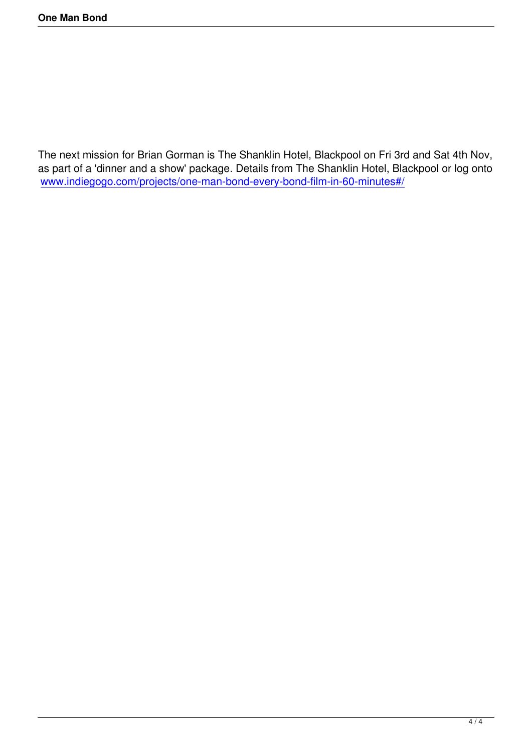The next mission for Brian Gorman is The Shanklin Hotel, Blackpool on Fri 3rd and Sat 4th Nov, as part of a 'dinner and a show' package. Details from The Shanklin Hotel, Blackpool or log onto www.indiegogo.com/projects/one-man-bond-every-bond-film-in-60-minutes#/